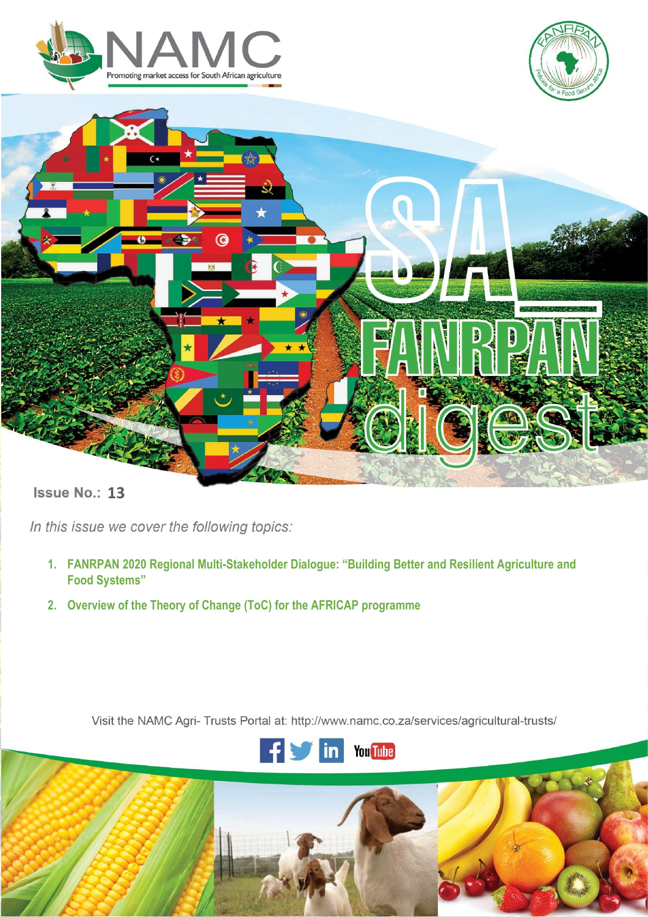NAMC

Promoting market access for South African agriculture

# SA FANRPAN digest

**Issue No.: 13**

*In this issue we cover the following topics:*

1. **FANRPAN 2020 Regional Multi-Stakeholder Dialogue: "Building Better and Resilient Agriculture and Food Systems"**
2. **Overview of the Theory of Change (ToC) for the AFRICAP programme**

Visit the NAMC Agri- Trusts Portal at: http://www.namc.co.za/services/agricultural-trusts/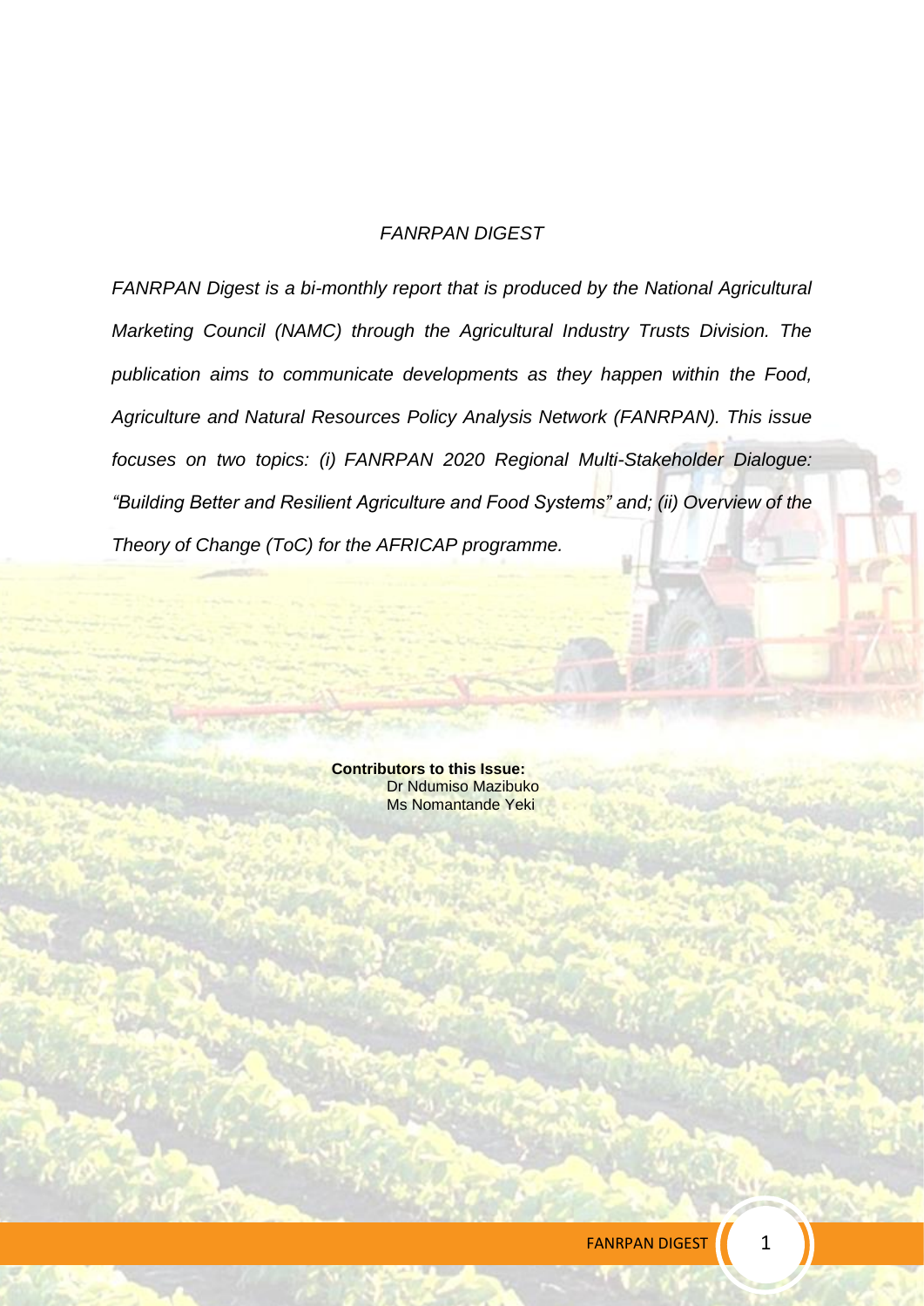*FANRPAN DIGEST*

*FANRPAN Digest is a bi-monthly report that is produced by the National Agricultural Marketing Council (NAMC) through the Agricultural Industry Trusts Division. The publication aims to communicate developments as they happen within the Food, Agriculture and Natural Resources Policy Analysis Network (FANRPAN). This issue focuses on two topics: (i) FANRPAN 2020 Regional Multi-Stakeholder Dialogue: "Building Better and Resilient Agriculture and Food Systems" and; (ii) Overview of the Theory of Change (ToC) for the AFRICAP programme.*

**Contributors to this Issue:**
Dr Ndumiso Mazibuko
Ms Nomantande Yeki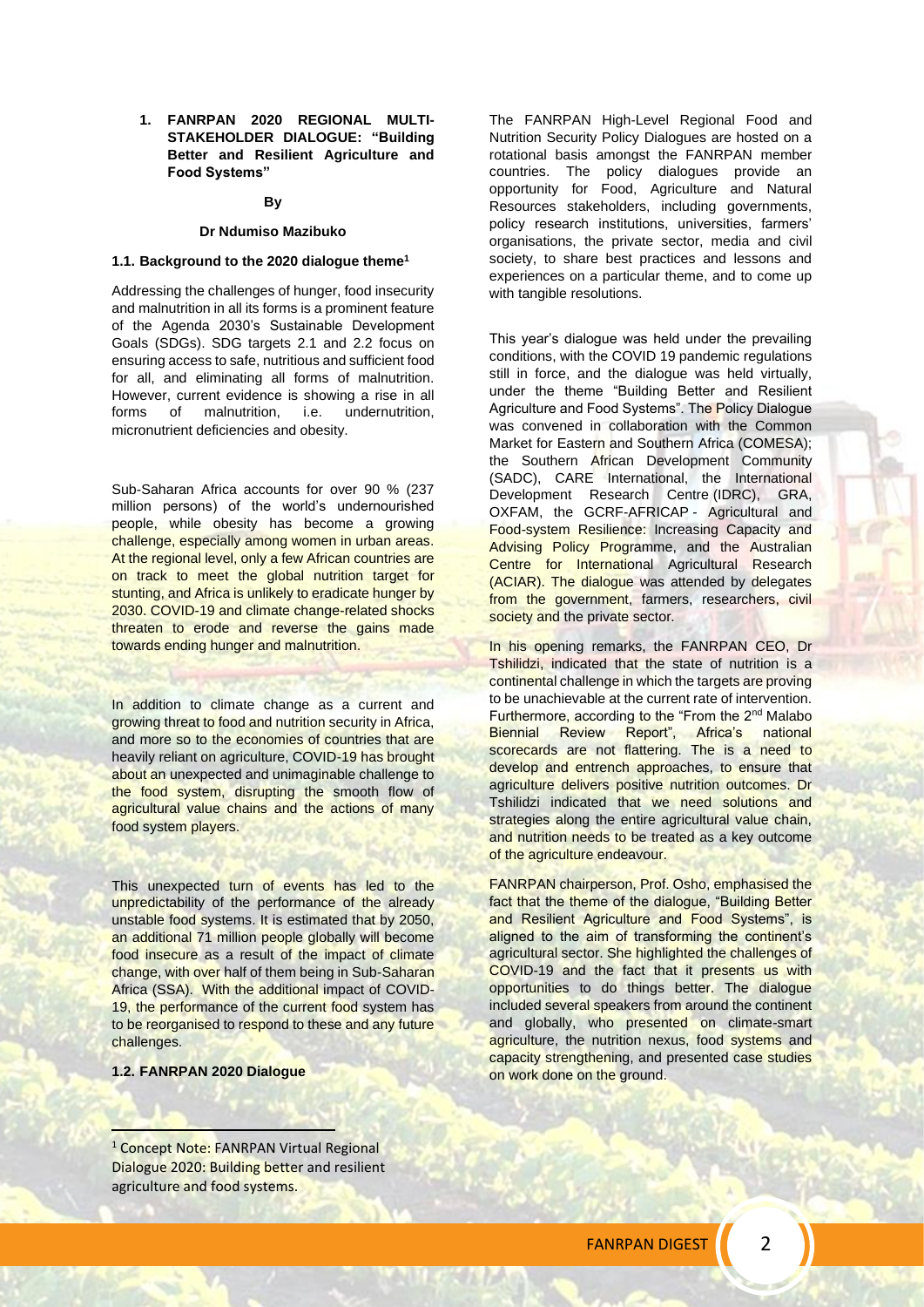## 1. FANRPAN 2020 REGIONAL MULTI-STAKEHOLDER DIALOGUE: "Building Better and Resilient Agriculture and Food Systems"

**By**

**Dr Ndumiso Mazibuko**

### 1.1. Background to the 2020 dialogue theme[1]

Addressing the challenges of hunger, food insecurity and malnutrition in all its forms is a prominent feature of the Agenda 2030's Sustainable Development Goals (SDGs). SDG targets 2.1 and 2.2 focus on ensuring access to safe, nutritious and sufficient food for all, and eliminating all forms of malnutrition. However, current evidence is showing a rise in all forms of malnutrition, i.e. undernutrition, micronutrient deficiencies and obesity.

Sub-Saharan Africa accounts for over 90 % (237 million persons) of the world's undernourished people, while obesity has become a growing challenge, especially among women in urban areas. At the regional level, only a few African countries are on track to meet the global nutrition target for stunting, and Africa is unlikely to eradicate hunger by 2030. COVID-19 and climate change-related shocks threaten to erode and reverse the gains made towards ending hunger and malnutrition.

In addition to climate change as a current and growing threat to food and nutrition security in Africa, and more so to the economies of countries that are heavily reliant on agriculture, COVID-19 has brought about an unexpected and unimaginable challenge to the food system, disrupting the smooth flow of agricultural value chains and the actions of many food system players.

This unexpected turn of events has led to the unpredictability of the performance of the already unstable food systems. It is estimated that by 2050, an additional 71 million people globally will become food insecure as a result of the impact of climate change, with over half of them being in Sub-Saharan Africa (SSA). With the additional impact of COVID-19, the performance of the current food system has to be reorganised to respond to these and any future challenges.

### 1.2. FANRPAN 2020 Dialogue

The FANRPAN High-Level Regional Food and Nutrition Security Policy Dialogues are hosted on a rotational basis amongst the FANRPAN member countries. The policy dialogues provide an opportunity for Food, Agriculture and Natural Resources stakeholders, including governments, policy research institutions, universities, farmers' organisations, the private sector, media and civil society, to share best practices and lessons and experiences on a particular theme, and to come up with tangible resolutions.

This year's dialogue was held under the prevailing conditions, with the COVID 19 pandemic regulations still in force, and the dialogue was held virtually, under the theme "Building Better and Resilient Agriculture and Food Systems". The Policy Dialogue was convened in collaboration with the Common Market for Eastern and Southern Africa (COMESA); the Southern African Development Community (SADC), CARE International, the International Development Research Centre (IDRC), GRA, OXFAM, the GCRF-AFRICAP - Agricultural and Food-system Resilience: Increasing Capacity and Advising Policy Programme, and the Australian Centre for International Agricultural Research (ACIAR). The dialogue was attended by delegates from the government, farmers, researchers, civil society and the private sector.

In his opening remarks, the FANRPAN CEO, Dr Tshilidzi, indicated that the state of nutrition is a continental challenge in which the targets are proving to be unachievable at the current rate of intervention. Furthermore, according to the "From the 2nd Malabo Biennial Review Report", Africa's national scorecards are not flattering. The is a need to develop and entrench approaches, to ensure that agriculture delivers positive nutrition outcomes. Dr Tshilidzi indicated that we need solutions and strategies along the entire agricultural value chain, and nutrition needs to be treated as a key outcome of the agriculture endeavour.

FANRPAN chairperson, Prof. Osho, emphasised the fact that the theme of the dialogue, "Building Better and Resilient Agriculture and Food Systems", is aligned to the aim of transforming the continent's agricultural sector. She highlighted the challenges of COVID-19 and the fact that it presents us with opportunities to do things better. The dialogue included several speakers from around the continent and globally, who presented on climate-smart agriculture, the nutrition nexus, food systems and capacity strengthening, and presented case studies on work done on the ground.

---

[1] Concept Note: FANRPAN Virtual Regional Dialogue 2020: Building better and resilient agriculture and food systems.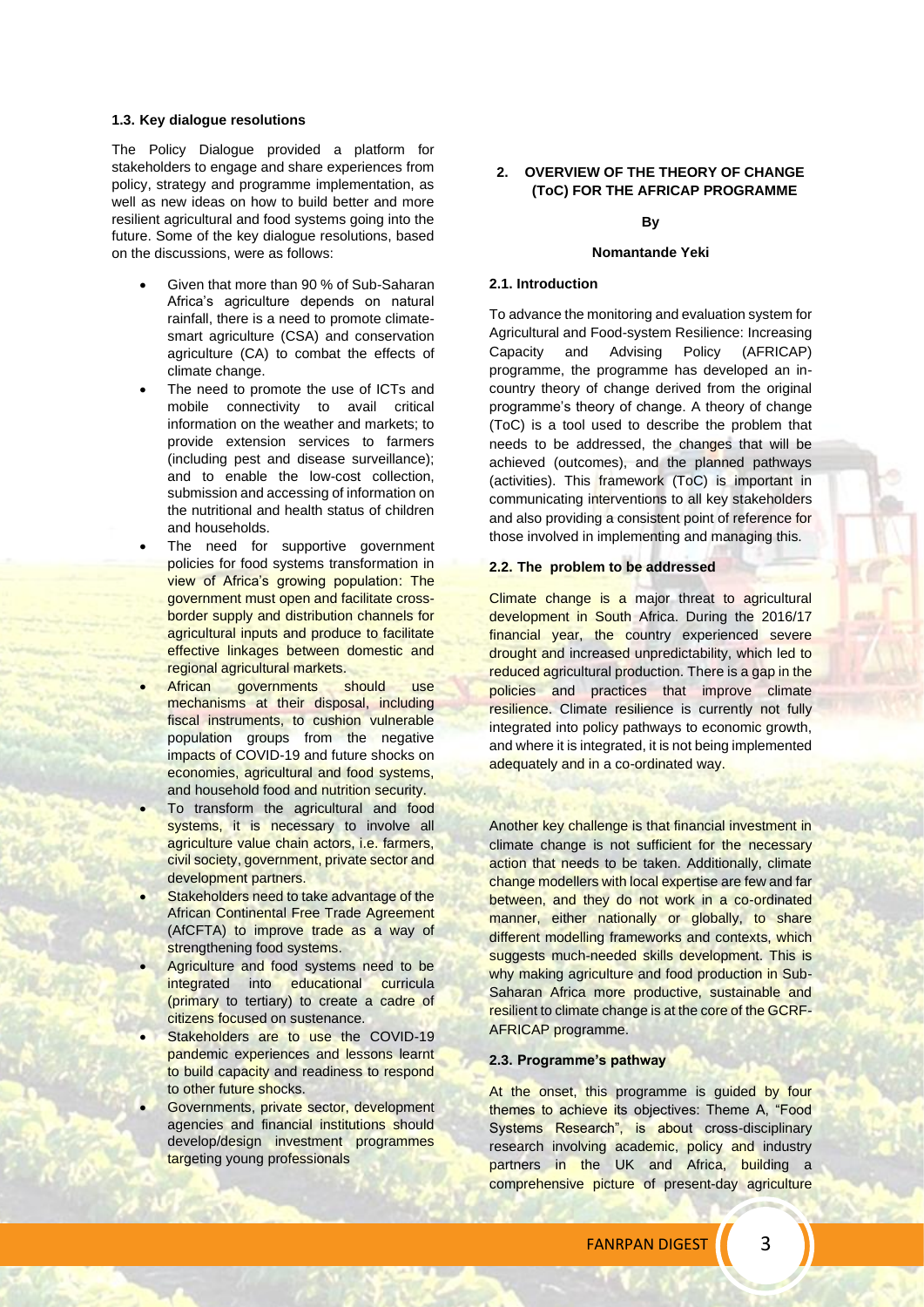### 1.3. Key dialogue resolutions

The Policy Dialogue provided a platform for stakeholders to engage and share experiences from policy, strategy and programme implementation, as well as new ideas on how to build better and more resilient agricultural and food systems going into the future. Some of the key dialogue resolutions, based on the discussions, were as follows:

- Given that more than 90 % of Sub-Saharan Africa's agriculture depends on natural rainfall, there is a need to promote climate-smart agriculture (CSA) and conservation agriculture (CA) to combat the effects of climate change.
- The need to promote the use of ICTs and mobile connectivity to avail critical information on the weather and markets; to provide extension services to farmers (including pest and disease surveillance); and to enable the low-cost collection, submission and accessing of information on the nutritional and health status of children and households.
- The need for supportive government policies for food systems transformation in view of Africa's growing population: The government must open and facilitate cross-border supply and distribution channels for agricultural inputs and produce to facilitate effective linkages between domestic and regional agricultural markets.
- African governments should use mechanisms at their disposal, including fiscal instruments, to cushion vulnerable population groups from the negative impacts of COVID-19 and future shocks on economies, agricultural and food systems, and household food and nutrition security.
- To transform the agricultural and food systems, it is necessary to involve all agriculture value chain actors, i.e. farmers, civil society, government, private sector and development partners.
- Stakeholders need to take advantage of the African Continental Free Trade Agreement (AfCFTA) to improve trade as a way of strengthening food systems.
- Agriculture and food systems need to be integrated into educational curricula (primary to tertiary) to create a cadre of citizens focused on sustenance.
- Stakeholders are to use the COVID-19 pandemic experiences and lessons learnt to build capacity and readiness to respond to other future shocks.
- Governments, private sector, development agencies and financial institutions should develop/design investment programmes targeting young professionals

## 2. OVERVIEW OF THE THEORY OF CHANGE (ToC) FOR THE AFRICAP PROGRAMME

By

**Nomantande Yeki**

### 2.1. Introduction

To advance the monitoring and evaluation system for Agricultural and Food-system Resilience: Increasing Capacity and Advising Policy (AFRICAP) programme, the programme has developed an in-country theory of change derived from the original programme's theory of change. A theory of change (ToC) is a tool used to describe the problem that needs to be addressed, the changes that will be achieved (outcomes), and the planned pathways (activities). This framework (ToC) is important in communicating interventions to all key stakeholders and also providing a consistent point of reference for those involved in implementing and managing this.

### 2.2. The problem to be addressed

Climate change is a major threat to agricultural development in South Africa. During the 2016/17 financial year, the country experienced severe drought and increased unpredictability, which led to reduced agricultural production. There is a gap in the policies and practices that improve climate resilience. Climate resilience is currently not fully integrated into policy pathways to economic growth, and where it is integrated, it is not being implemented adequately and in a co-ordinated way.

Another key challenge is that financial investment in climate change is not sufficient for the necessary action that needs to be taken. Additionally, climate change modellers with local expertise are few and far between, and they do not work in a co-ordinated manner, either nationally or globally, to share different modelling frameworks and contexts, which suggests much-needed skills development. This is why making agriculture and food production in Sub-Saharan Africa more productive, sustainable and resilient to climate change is at the core of the GCRF-AFRICAP programme.

### 2.3. Programme's pathway

At the onset, this programme is guided by four themes to achieve its objectives: Theme A, "Food Systems Research", is about cross-disciplinary research involving academic, policy and industry partners in the UK and Africa, building a comprehensive picture of present-day agriculture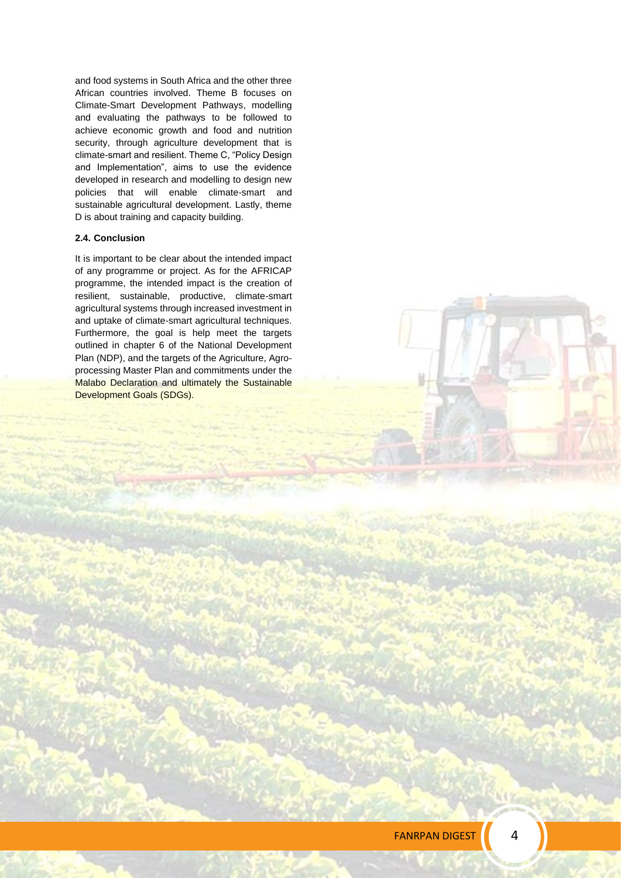and food systems in South Africa and the other three African countries involved. Theme B focuses on Climate-Smart Development Pathways, modelling and evaluating the pathways to be followed to achieve economic growth and food and nutrition security, through agriculture development that is climate-smart and resilient. Theme C, "Policy Design and Implementation", aims to use the evidence developed in research and modelling to design new policies that will enable climate-smart and sustainable agricultural development. Lastly, theme D is about training and capacity building.

### 2.4. Conclusion

It is important to be clear about the intended impact of any programme or project. As for the AFRICAP programme, the intended impact is the creation of resilient, sustainable, productive, climate-smart agricultural systems through increased investment in and uptake of climate-smart agricultural techniques. Furthermore, the goal is help meet the targets outlined in chapter 6 of the National Development Plan (NDP), and the targets of the Agriculture, Agro-processing Master Plan and commitments under the Malabo Declaration and ultimately the Sustainable Development Goals (SDGs).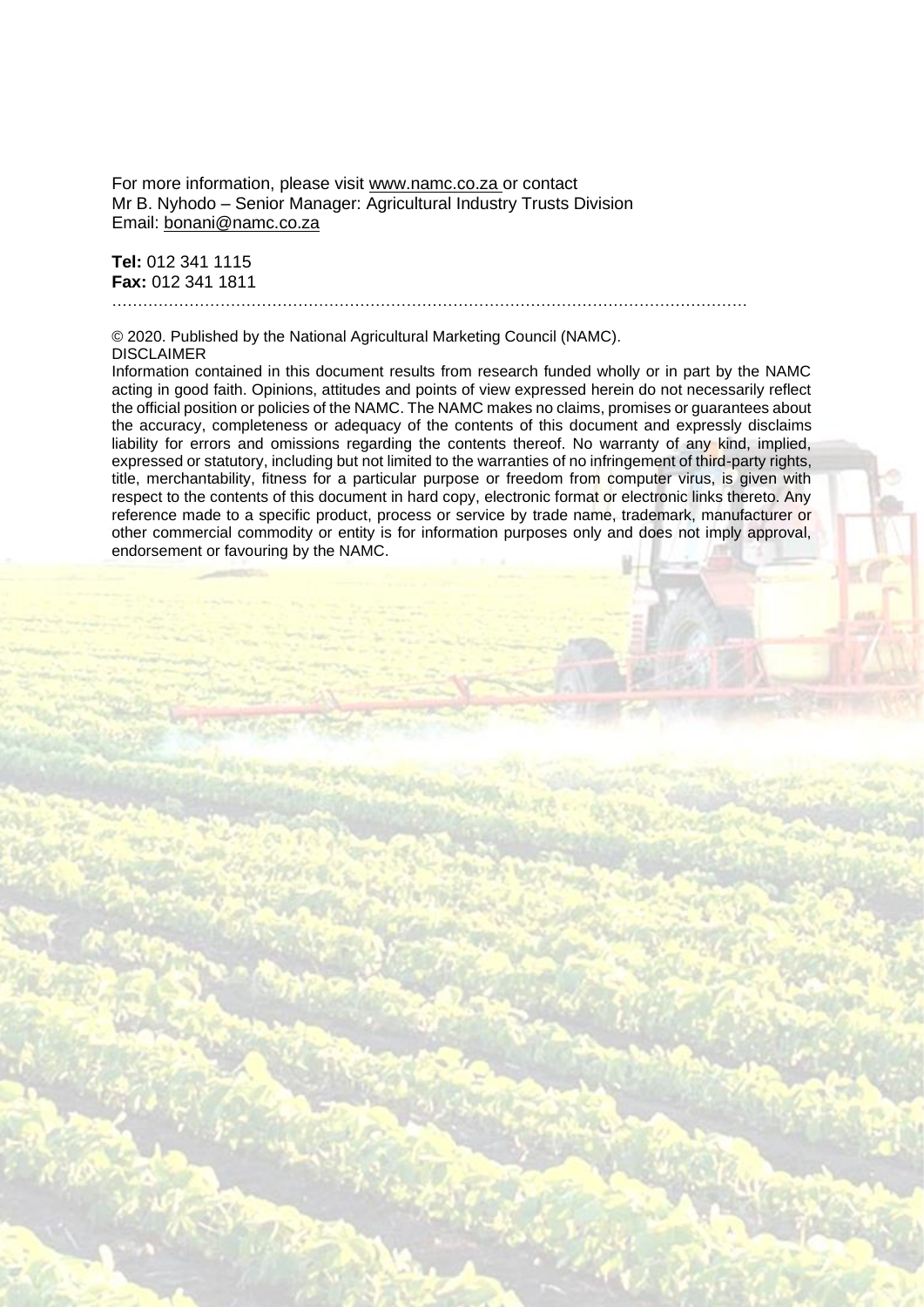For more information, please visit www.namc.co.za or contact
Mr B. Nyhodo – Senior Manager: Agricultural Industry Trusts Division
Email: bonani@namc.co.za

**Tel:** 012 341 1115
**Fax:** 012 341 1811

…………………………………………………………………………………………………………

© 2020. Published by the National Agricultural Marketing Council (NAMC).
DISCLAIMER
Information contained in this document results from research funded wholly or in part by the NAMC acting in good faith. Opinions, attitudes and points of view expressed herein do not necessarily reflect the official position or policies of the NAMC. The NAMC makes no claims, promises or guarantees about the accuracy, completeness or adequacy of the contents of this document and expressly disclaims liability for errors and omissions regarding the contents thereof. No warranty of any kind, implied, expressed or statutory, including but not limited to the warranties of no infringement of third-party rights, title, merchantability, fitness for a particular purpose or freedom from computer virus, is given with respect to the contents of this document in hard copy, electronic format or electronic links thereto. Any reference made to a specific product, process or service by trade name, trademark, manufacturer or other commercial commodity or entity is for information purposes only and does not imply approval, endorsement or favouring by the NAMC.